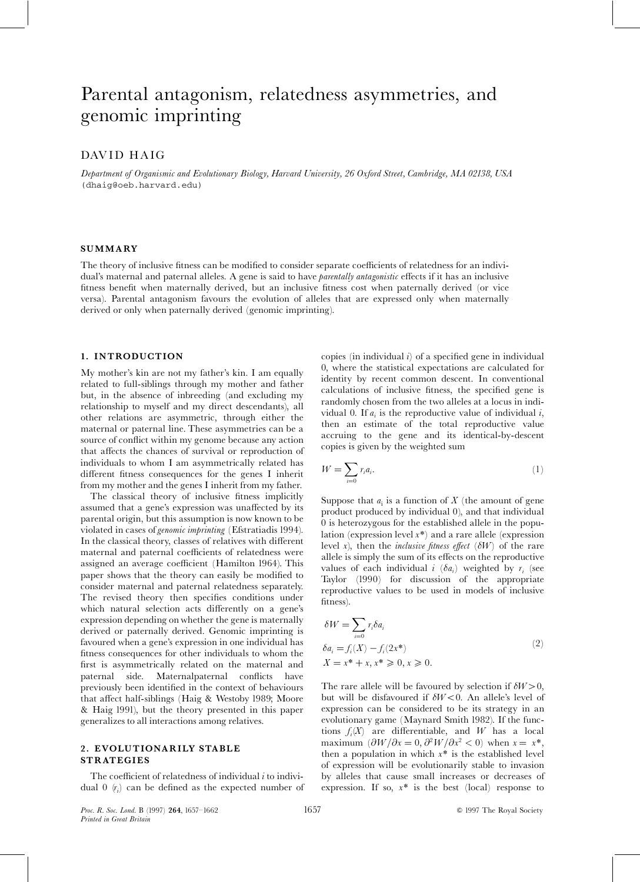# Parental antagonism, relatedness asymmetries, and genomic imprinting

## DAVID HAIG

*Department of Organismic and Evolutionary Biology, Harvard University, 26 Oxford Street, Cambridge, MA 02138, USA* (dhaig@oeb.harvard.edu)

### SUMMARY

The theory of inclusive fitness can be modified to consider separate coefficients of relatedness for an individual's maternal and paternal alleles. A gene is said to have *parentally antagonistic* effects if it has an inclusive fitness benefit when maternally derived, but an inclusive fitness cost when paternally derived (or vice versa). Parental antagonism favours the evolution of alleles that are expressed only when maternally derived or only when paternally derived (genomic imprinting).

### 1. INTRODUCTION

My mother's kin are not my father's kin. I am equally related to full-siblings through my mother and father but, in the absence of inbreeding (and excluding my relationship to myself and my direct descendants), all other relations are asymmetric, through either the maternal or paternal line. These asymmetries can be a source of conflict within my genome because any action that affects the chances of survival or reproduction of individuals to whom I am asymmetrically related has different fitness consequences for the genes I inherit from my mother and the genes I inherit from my father.

The classical theory of inclusive fitness implicitly assumed that a gene's expression was unaffected by its parental origin, but this assumption is now known to be violated in cases of *genomic imprinting* (Efstratiadis 1994). In the classical theory, classes of relatives with different maternal and paternal coefficients of relatedness were assigned an average coefficient (Hamilton 1964). This paper shows that the theory can easily be modified to consider maternal and paternal relatedness separately. The revised theory then specifies conditions under which natural selection acts differently on a gene's expression depending on whether the gene is maternally derived or paternally derived. Genomic imprinting is favoured when a gene's expression in one individual has fitness consequences for other individuals to whom the first is asymmetrically related on the maternal and paternal side. Maternalpaternal conflicts have previously been identified in the context of behaviours that affect half-siblings (Haig & Westoby 1989; Moore & Haig 1991), but the theory presented in this paper generalizes to all interactions among relatives.

### 2. EVOLUTIONARILY STABLE STRATEGIES

The coefficient of relatedness of individual $i$ to individual 0 ($r_i$) can be defined as the expected number of copies (in individual $i$) of a specified gene in individual 0, where the statistical expectations are calculated for identity by recent common descent. In conventional calculations of inclusive fitness, the specified gene is randomly chosen from the two alleles at a locus in individual 0. If $a_i$ is the reproductive value of individual $i$, then an estimate of the total reproductive value accruing to the gene and its identical-by-descent copies is given by the weighted sum

$$W = \sum_{i=0} r_i a_i. \tag{1}$$

Suppose that $a_i$ is a function of $X$ (the amount of gene product produced by individual 0), and that individual 0 is heterozygous for the established allele in the population (expression level $x^*$) and a rare allele (expression level $x$), then the *inclusive fitness effect* ($\delta W$) of the rare allele is simply the sum of its effects on the reproductive values of each individual $i$ ($\delta a_i$) weighted by $r_i$ (see Taylor (1990) for discussion of the appropriate reproductive values to be used in models of inclusive fitness).

$$\begin{aligned} \delta W &= \sum_{i=0} r_i \delta a_i \\ \delta a_i &= f_i(X) - f_i(2x^*) \\ X &= x^* + x, \; x^* \geqslant 0, \; x \geqslant 0. \end{aligned} \tag{2}$$

The rare allele will be favoured by selection if $\delta W > 0$, but will be disfavoured if $\delta W < 0$. An allele's level of expression can be considered to be its strategy in an evolutionary game (Maynard Smith 1982). If the functions $f_i(X)$ are differentiable, and $W$ has a local maximum ($\partial W/\partial x = 0, \partial^2 W/\partial x^2 < 0$) when $x = x^*$, then a population in which $x^*$ is the established level of expression will be evolutionarily stable to invasion by alleles that cause small increases or decreases of expression. If so, $x^*$ is the best (local) response to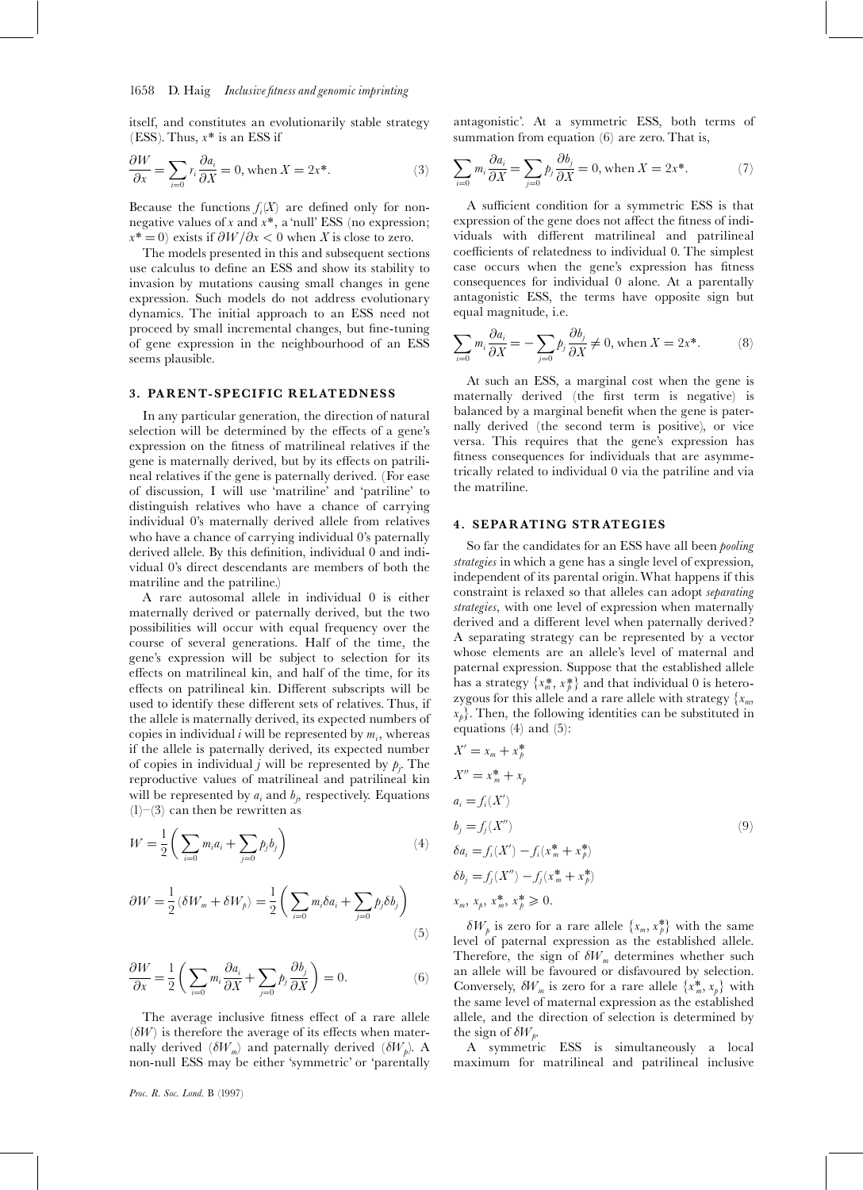itself, and constitutes an evolutionarily stable strategy (ESS). Thus, $x^*$ is an ESS if

$$\frac{\partial W}{\partial x} = \sum_{i=0} r_i \frac{\partial a_i}{\partial X} = 0, \text{ when } X = 2x^*. \tag{3}$$

Because the functions $f_i(X)$ are defined only for non-negative values of $x$ and $x^*$, a 'null' ESS (no expression; $x^* = 0$) exists if $\partial W/\partial x < 0$ when $X$ is close to zero.

The models presented in this and subsequent sections use calculus to define an ESS and show its stability to invasion by mutations causing small changes in gene expression. Such models do not address evolutionary dynamics. The initial approach to an ESS need not proceed by small incremental changes, but fine-tuning of gene expression in the neighbourhood of an ESS seems plausible.

## 3. PARENT-SPECIFIC RELATEDNESS

In any particular generation, the direction of natural selection will be determined by the effects of a gene's expression on the fitness of matrilineal relatives if the gene is maternally derived, but by its effects on patrilineal relatives if the gene is paternally derived. (For ease of discussion, I will use 'matriline' and 'patriline' to distinguish relatives who have a chance of carrying individual 0's maternally derived allele from relatives who have a chance of carrying individual 0's paternally derived allele. By this definition, individual 0 and individual 0's direct descendants are members of both the matriline and the patriline.)

A rare autosomal allele in individual 0 is either maternally derived or paternally derived, but the two possibilities will occur with equal frequency over the course of several generations. Half of the time, the gene's expression will be subject to selection for its effects on matrilineal kin, and half of the time, for its effects on patrilineal kin. Different subscripts will be used to identify these different sets of relatives. Thus, if the allele is maternally derived, its expected numbers of copies in individual $i$ will be represented by $m_i$, whereas if the allele is paternally derived, its expected number of copies in individual $j$ will be represented by $p_j$. The reproductive values of matrilineal and patrilineal kin will be represented by $a_i$ and $b_j$, respectively. Equations (1)–(3) can then be rewritten as

$$W = \frac{1}{2}\left(\sum_{i=0} m_i a_i + \sum_{j=0} p_j b_j\right) \tag{4}$$

$$\partial W = \frac{1}{2}(\delta W_m + \delta W_p) = \frac{1}{2}\left(\sum_{i=0} m_i \delta a_i + \sum_{j=0} p_j \delta b_j\right) \tag{5}$$

$$\frac{\partial W}{\partial x} = \frac{1}{2}\left(\sum_{i=0} m_i \frac{\partial a_i}{\partial X} + \sum_{j=0} p_j \frac{\partial b_j}{\partial X}\right) = 0. \tag{6}$$

The average inclusive fitness effect of a rare allele ($\delta W$) is therefore the average of its effects when maternally derived ($\delta W_m$) and paternally derived ($\delta W_p$). A non-null ESS may be either 'symmetric' or 'parentally antagonistic'. At a symmetric ESS, both terms of summation from equation (6) are zero. That is,

$$\sum_{i=0} m_i \frac{\partial a_i}{\partial X} = \sum_{j=0} p_j \frac{\partial b_j}{\partial X} = 0, \text{ when } X = 2x^*. \tag{7}$$

A sufficient condition for a symmetric ESS is that expression of the gene does not affect the fitness of individuals with different matrilineal and patrilineal coefficients of relatedness to individual 0. The simplest case occurs when the gene's expression has fitness consequences for individual 0 alone. At a parentally antagonistic ESS, the terms have opposite sign but equal magnitude, i.e.

$$\sum_{i=0} m_i \frac{\partial a_i}{\partial X} = -\sum_{j=0} p_j \frac{\partial b_j}{\partial X} \neq 0, \text{ when } X = 2x^*. \tag{8}$$

At such an ESS, a marginal cost when the gene is maternally derived (the first term is negative) is balanced by a marginal benefit when the gene is paternally derived (the second term is positive), or vice versa. This requires that the gene's expression has fitness consequences for individuals that are asymmetrically related to individual 0 via the patriline and via the matriline.

## 4. SEPARATING STRATEGIES

So far the candidates for an ESS have all been *pooling strategies* in which a gene has a single level of expression, independent of its parental origin. What happens if this constraint is relaxed so that alleles can adopt *separating strategies*, with one level of expression when maternally derived and a different level when paternally derived? A separating strategy can be represented by a vector whose elements are an allele's level of maternal and paternal expression. Suppose that the established allele has a strategy $\{x_m^*, x_p^*\}$ and that individual 0 is heterozygous for this allele and a rare allele with strategy $\{x_m, x_p\}$. Then, the following identities can be substituted in equations (4) and (5):

$$
\begin{aligned}
X' &= x_m + x_p^* \\
X'' &= x_m^* + x_p \\
a_i &= f_i(X') \\
b_j &= f_j(X'') \\
\delta a_i &= f_i(X') - f_i(x_m^* + x_p^*) \\
\delta b_j &= f_j(X'') - f_j(x_m^* + x_p^*) \\
& x_m,\ x_p,\ x_m^*,\ x_p^* \geqslant 0.
\end{aligned} \tag{9}
$$

$\delta W_p$ is zero for a rare allele $\{x_m, x_p^*\}$ with the same level of paternal expression as the established allele. Therefore, the sign of $\delta W_m$ determines whether such an allele will be favoured or disfavoured by selection. Conversely, $\delta W_m$ is zero for a rare allele $\{x_m^*, x_p\}$ with the same level of maternal expression as the established allele, and the direction of selection is determined by the sign of $\delta W_p$.

A symmetric ESS is simultaneously a local maximum for matrilineal and patrilineal inclusive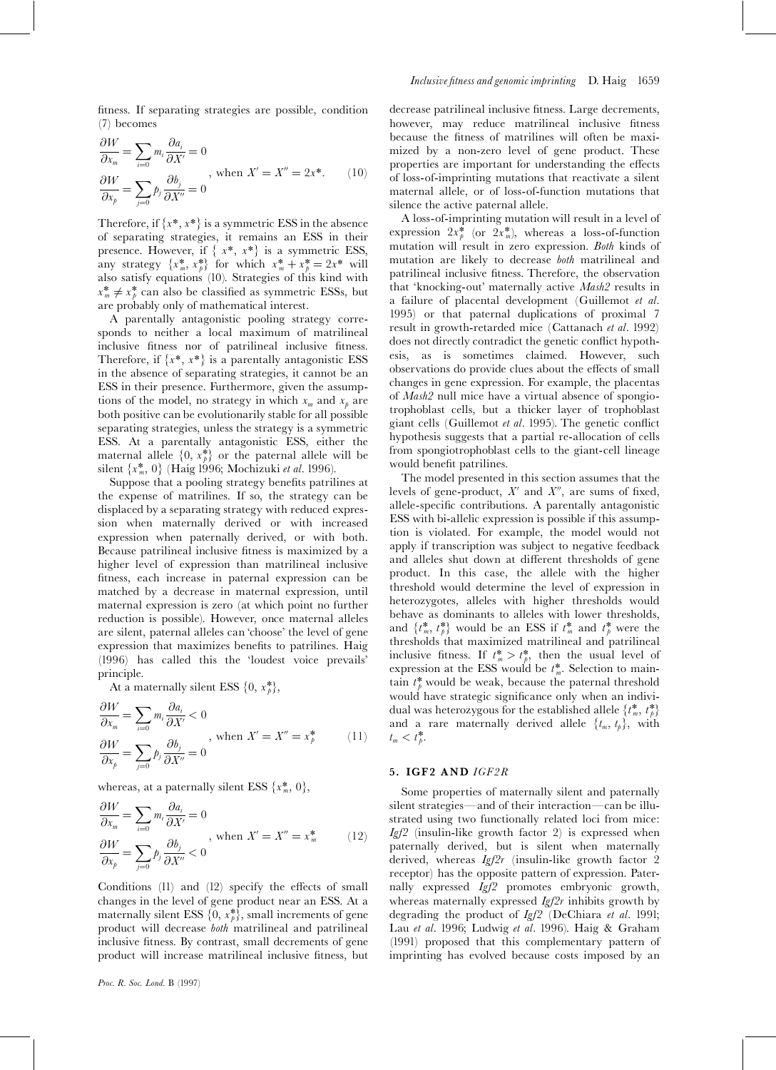fitness. If separating strategies are possible, condition (7) becomes

$$\left.\begin{aligned}\frac{\partial W}{\partial x_m} &= \sum_{i=0} m_i \frac{\partial a_i}{\partial X'} = 0 \\ \frac{\partial W}{\partial x_p} &= \sum_{j=0} p_j \frac{\partial b_j}{\partial X''} = 0\end{aligned}\right\}, \text{ when } X' = X'' = 2x^*. \quad (10)$$

Therefore, if $\{x^*, x^*\}$ is a symmetric ESS in the absence of separating strategies, it remains an ESS in their presence. However, if $\{x^*, x^*\}$ is a symmetric ESS, any strategy $\{x_m^*, x_p^*\}$ for which $x_m^* + x_p^* = 2x^*$ will also satisfy equations (10). Strategies of this kind with $x_m^* \neq x_p^*$ can also be classified as symmetric ESSs, but are probably only of mathematical interest.

A parentally antagonistic pooling strategy corresponds to neither a local maximum of matrilineal inclusive fitness nor of patrilineal inclusive fitness. Therefore, if $\{x^*, x^*\}$ is a parentally antagonistic ESS in the absence of separating strategies, it cannot be an ESS in their presence. Furthermore, given the assumptions of the model, no strategy in which $x_m$ and $x_p$ are both positive can be evolutionarily stable for all possible separating strategies, unless the strategy is a symmetric ESS. At a parentally antagonistic ESS, either the maternal allele $\{0, x_p^*\}$ or the paternal allele will be silent $\{x_m^*, 0\}$ (Haig 1996; Mochizuki *et al*. 1996).

Suppose that a pooling strategy benefits patrilines at the expense of matrilines. If so, the strategy can be displaced by a separating strategy with reduced expression when maternally derived or with increased expression when paternally derived, or with both. Because patrilineal inclusive fitness is maximized by a higher level of expression than matrilineal inclusive fitness, each increase in paternal expression can be matched by a decrease in maternal expression, until maternal expression is zero (at which point no further reduction is possible). However, once maternal alleles are silent, paternal alleles can 'choose' the level of gene expression that maximizes benefits to patrilines. Haig (1996) has called this the 'loudest voice prevails' principle.

At a maternally silent ESS $\{0, x_p^*\}$,

$$\left.\begin{aligned}\frac{\partial W}{\partial x_m} &= \sum_{i=0} m_i \frac{\partial a_i}{\partial X'} < 0 \\ \frac{\partial W}{\partial x_p} &= \sum_{j=0} p_j \frac{\partial b_j}{\partial X''} = 0\end{aligned}\right\}, \text{ when } X' = X'' = x_p^* \quad (11)$$

whereas, at a paternally silent ESS $\{x_m^*, 0\}$,

$$\left.\begin{aligned}\frac{\partial W}{\partial x_m} &= \sum_{i=0} m_i \frac{\partial a_i}{\partial X'} = 0 \\ \frac{\partial W}{\partial x_p} &= \sum_{j=0} p_j \frac{\partial b_j}{\partial X''} < 0\end{aligned}\right\}, \text{ when } X' = X'' = x_m^* \quad (12)$$

Conditions (11) and (12) specify the effects of small changes in the level of gene product near an ESS. At a maternally silent ESS $\{0, x_p^*\}$, small increments of gene product will decrease *both* matrilineal and patrilineal inclusive fitness. By contrast, small decrements of gene product will increase matrilineal inclusive fitness, but decrease patrilineal inclusive fitness. Large decrements, however, may reduce matrilineal inclusive fitness because the fitness of matrilines will often be maximized by a non-zero level of gene product. These properties are important for understanding the effects of loss-of-imprinting mutations that reactivate a silent maternal allele, or of loss-of-function mutations that silence the active paternal allele.

A loss-of-imprinting mutation will result in a level of expression $2x_p^*$ (or $2x_m^*$), whereas a loss-of-function mutation will result in zero expression. *Both* kinds of mutation are likely to decrease *both* matrilineal and patrilineal inclusive fitness. Therefore, the observation that 'knocking-out' maternally active *Mash2* results in a failure of placental development (Guillemot *et al*. 1995) or that paternal duplications of proximal 7 result in growth-retarded mice (Cattanach *et al*. 1992) does not directly contradict the genetic conflict hypothesis, as is sometimes claimed. However, such observations do provide clues about the effects of small changes in gene expression. For example, the placentas of *Mash2* null mice have a virtual absence of spongiotrophoblast cells, but a thicker layer of trophoblast giant cells (Guillemot *et al*. 1995). The genetic conflict hypothesis suggests that a partial re-allocation of cells from spongiotrophoblast cells to the giant-cell lineage would benefit patrilines.

The model presented in this section assumes that the levels of gene-product, $X'$ and $X''$, are sums of fixed, allele-specific contributions. A parentally antagonistic ESS with bi-allelic expression is possible if this assumption is violated. For example, the model would not apply if transcription was subject to negative feedback and alleles shut down at different thresholds of gene product. In this case, the allele with the higher threshold would determine the level of expression in heterozygotes, alleles with higher thresholds would behave as dominants to alleles with lower thresholds, and $\{t_m^*, t_p^*\}$ would be an ESS if $t_m^*$ and $t_p^*$ were the thresholds that maximized matrilineal and patrilineal inclusive fitness. If $t_m^* > t_p^*$, then the usual level of expression at the ESS would be $t_m^*$. Selection to maintain $t_p^*$ would be weak, because the paternal threshold would have strategic significance only when an individual was heterozygous for the established allele $\{t_m^*, t_p^*\}$ and a rare maternally derived allele $\{t_m, t_p\}$, with $t_m < t_p^*$.

## 5. IGF2 AND *IGF2R*

Some properties of maternally silent and paternally silent strategies—and of their interaction—can be illustrated using two functionally related loci from mice: *Igf2* (insulin-like growth factor 2) is expressed when paternally derived, but is silent when maternally derived, whereas *Igf2r* (insulin-like growth factor 2 receptor) has the opposite pattern of expression. Paternally expressed *Igf2* promotes embryonic growth, whereas maternally expressed *Igf2r* inhibits growth by degrading the product of *Igf2* (DeChiara *et al*. 1991; Lau *et al*. 1996; Ludwig *et al*. 1996). Haig & Graham (1991) proposed that this complementary pattern of imprinting has evolved because costs imposed by an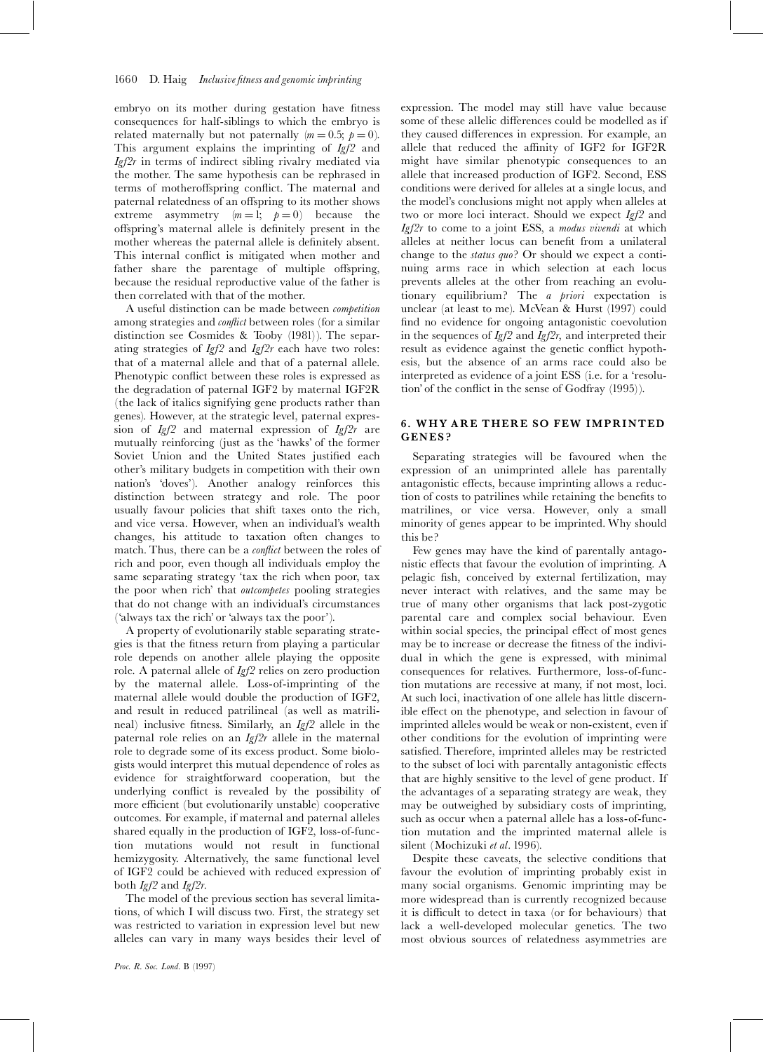embryo on its mother during gestation have fitness consequences for half-siblings to which the embryo is related maternally but not paternally ($m = 0.5$; $p = 0$). This argument explains the imprinting of *Igf2* and *Igf2r* in terms of indirect sibling rivalry mediated via the mother. The same hypothesis can be rephrased in terms of motheroffspring conflict. The maternal and paternal relatedness of an offspring to its mother shows extreme asymmetry ($m = 1$; $p = 0$) because the offspring's maternal allele is definitely present in the mother whereas the paternal allele is definitely absent. This internal conflict is mitigated when mother and father share the parentage of multiple offspring, because the residual reproductive value of the father is then correlated with that of the mother.

A useful distinction can be made between *competition* among strategies and *conflict* between roles (for a similar distinction see Cosmides & Tooby (1981)). The separating strategies of *Igf2* and *Igf2r* each have two roles: that of a maternal allele and that of a paternal allele. Phenotypic conflict between these roles is expressed as the degradation of paternal IGF2 by maternal IGF2R (the lack of italics signifying gene products rather than genes). However, at the strategic level, paternal expression of *Igf2* and maternal expression of *Igf2r* are mutually reinforcing (just as the 'hawks' of the former Soviet Union and the United States justified each other's military budgets in competition with their own nation's 'doves'). Another analogy reinforces this distinction between strategy and role. The poor usually favour policies that shift taxes onto the rich, and vice versa. However, when an individual's wealth changes, his attitude to taxation often changes to match. Thus, there can be a *conflict* between the roles of rich and poor, even though all individuals employ the same separating strategy 'tax the rich when poor, tax the poor when rich' that *outcompetes* pooling strategies that do not change with an individual's circumstances ('always tax the rich' or 'always tax the poor').

A property of evolutionarily stable separating strategies is that the fitness return from playing a particular role depends on another allele playing the opposite role. A paternal allele of *Igf2* relies on zero production by the maternal allele. Loss-of-imprinting of the maternal allele would double the production of IGF2, and result in reduced patrilineal (as well as matrilineal) inclusive fitness. Similarly, an *Igf2* allele in the paternal role relies on an *Igf2r* allele in the maternal role to degrade some of its excess product. Some biologists would interpret this mutual dependence of roles as evidence for straightforward cooperation, but the underlying conflict is revealed by the possibility of more efficient (but evolutionarily unstable) cooperative outcomes. For example, if maternal and paternal alleles shared equally in the production of IGF2, loss-of-function mutations would not result in functional hemizygosity. Alternatively, the same functional level of IGF2 could be achieved with reduced expression of both *Igf2* and *Igf2r*.

The model of the previous section has several limitations, of which I will discuss two. First, the strategy set was restricted to variation in expression level but new alleles can vary in many ways besides their level of expression. The model may still have value because some of these allelic differences could be modelled as if they caused differences in expression. For example, an allele that reduced the affinity of IGF2 for IGF2R might have similar phenotypic consequences to an allele that increased production of IGF2. Second, ESS conditions were derived for alleles at a single locus, and the model's conclusions might not apply when alleles at two or more loci interact. Should we expect *Igf2* and *Igf2r* to come to a joint ESS, a *modus vivendi* at which alleles at neither locus can benefit from a unilateral change to the *status quo*? Or should we expect a continuing arms race in which selection at each locus prevents alleles at the other from reaching an evolutionary equilibrium? The *a priori* expectation is unclear (at least to me). McVean & Hurst (1997) could find no evidence for ongoing antagonistic coevolution in the sequences of *Igf2* and *Igf2r*, and interpreted their result as evidence against the genetic conflict hypothesis, but the absence of an arms race could also be interpreted as evidence of a joint ESS (i.e. for a 'resolution' of the conflict in the sense of Godfray (1995)).

## 6. WHY ARE THERE SO FEW IMPRINTED GENES?

Separating strategies will be favoured when the expression of an unimprinted allele has parentally antagonistic effects, because imprinting allows a reduction of costs to patrilines while retaining the benefits to matrilines, or vice versa. However, only a small minority of genes appear to be imprinted. Why should this be?

Few genes may have the kind of parentally antagonistic effects that favour the evolution of imprinting. A pelagic fish, conceived by external fertilization, may never interact with relatives, and the same may be true of many other organisms that lack post-zygotic parental care and complex social behaviour. Even within social species, the principal effect of most genes may be to increase or decrease the fitness of the individual in which the gene is expressed, with minimal consequences for relatives. Furthermore, loss-of-function mutations are recessive at many, if not most, loci. At such loci, inactivation of one allele has little discernible effect on the phenotype, and selection in favour of imprinted alleles would be weak or non-existent, even if other conditions for the evolution of imprinting were satisfied. Therefore, imprinted alleles may be restricted to the subset of loci with parentally antagonistic effects that are highly sensitive to the level of gene product. If the advantages of a separating strategy are weak, they may be outweighed by subsidiary costs of imprinting, such as occur when a paternal allele has a loss-of-function mutation and the imprinted maternal allele is silent (Mochizuki *et al*. 1996).

Despite these caveats, the selective conditions that favour the evolution of imprinting probably exist in many social organisms. Genomic imprinting may be more widespread than is currently recognized because it is difficult to detect in taxa (or for behaviours) that lack a well-developed molecular genetics. The two most obvious sources of relatedness asymmetries are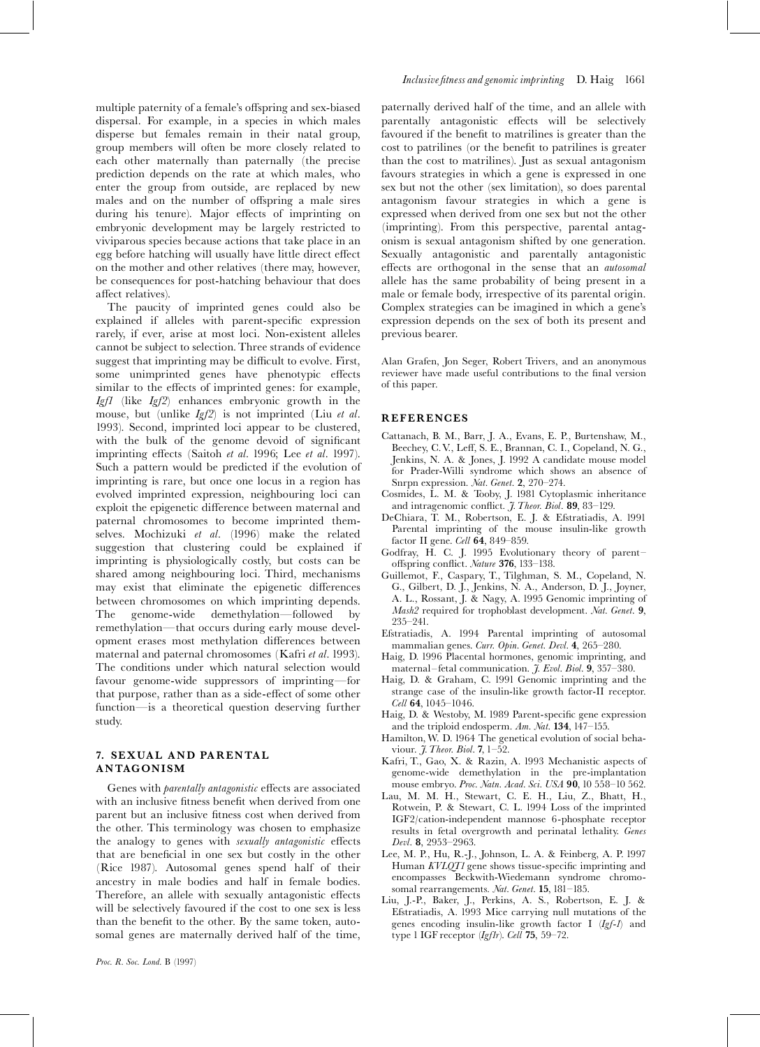multiple paternity of a female's offspring and sex-biased dispersal. For example, in a species in which males disperse but females remain in their natal group, group members will often be more closely related to each other maternally than paternally (the precise prediction depends on the rate at which males, who enter the group from outside, are replaced by new males and on the number of offspring a male sires during his tenure). Major effects of imprinting on embryonic development may be largely restricted to viviparous species because actions that take place in an egg before hatching will usually have little direct effect on the mother and other relatives (there may, however, be consequences for post-hatching behaviour that does affect relatives).

The paucity of imprinted genes could also be explained if alleles with parent-specific expression rarely, if ever, arise at most loci. Non-existent alleles cannot be subject to selection. Three strands of evidence suggest that imprinting may be difficult to evolve. First, some unimprinted genes have phenotypic effects similar to the effects of imprinted genes: for example, *Igf1* (like *Igf2*) enhances embryonic growth in the mouse, but (unlike *Igf2*) is not imprinted (Liu *et al*. 1993). Second, imprinted loci appear to be clustered, with the bulk of the genome devoid of significant imprinting effects (Saitoh *et al*. 1996; Lee *et al*. 1997). Such a pattern would be predicted if the evolution of imprinting is rare, but once one locus in a region has evolved imprinted expression, neighbouring loci can exploit the epigenetic difference between maternal and paternal chromosomes to become imprinted themselves. Mochizuki *et al*. (1996) make the related suggestion that clustering could be explained if imprinting is physiologically costly, but costs can be shared among neighbouring loci. Third, mechanisms may exist that eliminate the epigenetic differences between chromosomes on which imprinting depends. The genome-wide demethylation—followed by remethylation—that occurs during early mouse development erases most methylation differences between maternal and paternal chromosomes (Kafri *et al*. 1993). The conditions under which natural selection would favour genome-wide suppressors of imprinting—for that purpose, rather than as a side-effect of some other function—is a theoretical question deserving further study.

## 7. SEXUAL AND PARENTAL ANTAGONISM

Genes with *parentally antagonistic* effects are associated with an inclusive fitness benefit when derived from one parent but an inclusive fitness cost when derived from the other. This terminology was chosen to emphasize the analogy to genes with *sexually antagonistic* effects that are beneficial in one sex but costly in the other (Rice 1987). Autosomal genes spend half of their ancestry in male bodies and half in female bodies. Therefore, an allele with sexually antagonistic effects will be selectively favoured if the cost to one sex is less than the benefit to the other. By the same token, autosomal genes are maternally derived half of the time, paternally derived half of the time, and an allele with parentally antagonistic effects will be selectively favoured if the benefit to matrilines is greater than the cost to patrilines (or the benefit to patrilines is greater than the cost to matrilines). Just as sexual antagonism favours strategies in which a gene is expressed in one sex but not the other (sex limitation), so does parental antagonism favour strategies in which a gene is expressed when derived from one sex but not the other (imprinting). From this perspective, parental antagonism is sexual antagonism shifted by one generation. Sexually antagonistic and parentally antagonistic effects are orthogonal in the sense that an *autosomal* allele has the same probability of being present in a male or female body, irrespective of its parental origin. Complex strategies can be imagined in which a gene's expression depends on the sex of both its present and previous bearer.

Alan Grafen, Jon Seger, Robert Trivers, and an anonymous reviewer have made useful contributions to the final version of this paper.

## REFERENCES

Cattanach, B. M., Barr, J. A., Evans, E. P., Burtenshaw, M., Beechey, C. V., Leff, S. E., Brannan, C. I., Copeland, N. G., Jenkins, N. A. & Jones, J. 1992 A candidate mouse model for Prader-Willi syndrome which shows an absence of Snrpn expression. *Nat. Genet.* **2**, 270–274.

Cosmides, L. M. & Tooby, J. 1981 Cytoplasmic inheritance and intragenomic conflict. *J. Theor. Biol.* **89**, 83–129.

DeChiara, T. M., Robertson, E. J. & Efstratiadis, A. 1991 Parental imprinting of the mouse insulin-like growth factor II gene. *Cell* **64**, 849–859.

Godfray, H. C. J. 1995 Evolutionary theory of parent–offspring conflict. *Nature* **376**, 133–138.

Guillemot, F., Caspary, T., Tilghman, S. M., Copeland, N. G., Gilbert, D. J., Jenkins, N. A., Anderson, D. J., Joyner, A. L., Rossant, J. & Nagy, A. 1995 Genomic imprinting of *Mash2* required for trophoblast development. *Nat. Genet.* **9**, 235–241.

Efstratiadis, A. 1994 Parental imprinting of autosomal mammalian genes. *Curr. Opin. Genet. Devl.* **4**, 265–280.

Haig, D. 1996 Placental hormones, genomic imprinting, and maternal–fetal communication. *J. Evol. Biol.* **9**, 357–380.

Haig, D. & Graham, C. 1991 Genomic imprinting and the strange case of the insulin-like growth factor-II receptor. *Cell* **64**, 1045–1046.

Haig, D. & Westoby, M. 1989 Parent-specific gene expression and the triploid endosperm. *Am. Nat.* **134**, 147–155.

Hamilton, W. D. 1964 The genetical evolution of social behaviour. *J. Theor. Biol.* **7**, 1–52.

Kafri, T., Gao, X. & Razin, A. 1993 Mechanistic aspects of genome-wide demethylation in the pre-implantation mouse embryo. *Proc. Natn. Acad. Sci. USA* **90**, 10 558–10 562.

Lau, M. M. H., Stewart, C. E. H., Liu, Z., Bhatt, H., Rotwein, P. & Stewart, C. L. 1994 Loss of the imprinted IGF2/cation-independent mannose 6-phosphate receptor results in fetal overgrowth and perinatal lethality. *Genes Devl.* **8**, 2953–2963.

Lee, M. P., Hu, R.-J., Johnson, L. A. & Feinberg, A. P. 1997 Human *KVLQT1* gene shows tissue-specific imprinting and encompasses Beckwith-Wiedemann syndrome chromosomal rearrangements. *Nat. Genet.* **15**, 181–185.

Liu, J.-P., Baker, J., Perkins, A. S., Robertson, E. J. & Efstratiadis, A. 1993 Mice carrying null mutations of the genes encoding insulin-like growth factor I (*Igf-1*) and type 1 IGF receptor (*Igf1r*). *Cell* **75**, 59–72.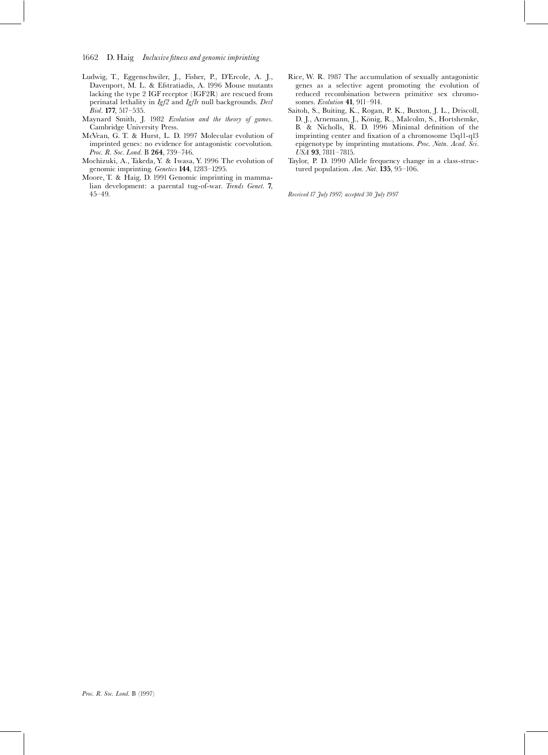Ludwig, T., Eggenschwiler, J., Fisher, P., D'Ercole, A. J., Davenport, M. L. & Efstratiadis, A. 1996 Mouse mutants lacking the type 2 IGF receptor (IGF2R) are rescued from perinatal lethality in *Igf2* and *Igf1r* null backgrounds. *Devl Biol.* **177**, 517–535.

Maynard Smith, J. 1982 *Evolution and the theory of games*. Cambridge University Press.

McVean, G. T. & Hurst, L. D. 1997 Molecular evolution of imprinted genes: no evidence for antagonistic coevolution. *Proc. R. Soc. Lond.* B **264**, 739–746.

Mochizuki, A., Takeda, Y. & Iwasa, Y. 1996 The evolution of genomic imprinting. *Genetics* **144**, 1283–1295.

Moore, T. & Haig, D. 1991 Genomic imprinting in mammalian development: a parental tug-of-war. *Trends Genet.* **7**, 45–49.

Rice, W. R. 1987 The accumulation of sexually antagonistic genes as a selective agent promoting the evolution of reduced recombination between primitive sex chromosomes. *Evolution* **41**, 911–914.

Saitoh, S., Buiting, K., Rogan, P. K., Buxton, J. L., Driscoll, D. J., Arnemann, J., König, R., Malcolm, S., Hortshemke, B. & Nicholls, R. D. 1996 Minimal definition of the imprinting center and fixation of a chromosome 15q11-q13 epigenotype by imprinting mutations. *Proc. Natn. Acad. Sci. USA* **93**, 7811–7815.

Taylor, P. D. 1990 Allele frequency change in a class-structured population. *Am. Nat.* **135**, 95–106.

*Received 17 July 1997; accepted 30 July 1997*